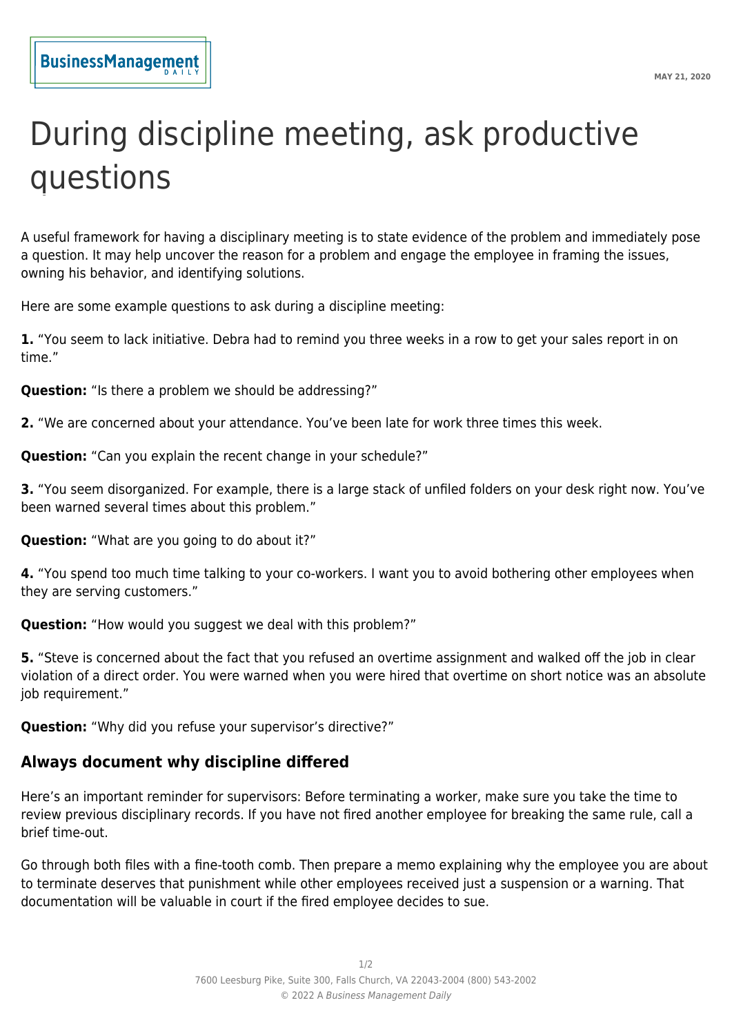# During discipline meeting, ask productive questions

A useful framework for having a disciplinary meeting is to state evidence of the problem and immediately pose a question. It may help uncover the reason for a problem and engage the employee in framing the issues, owning his behavior, and identifying solutions.

Here are some example questions to ask during a discipline meeting:

**1.** "You seem to lack initiative. Debra had to remind you three weeks in a row to get your sales report in on time."

**Question:** "Is there a problem we should be addressing?"

**2.** "We are concerned about your attendance. You've been late for work three times this week.

**Question:** "Can you explain the recent change in your schedule?"

**3.** "You seem disorganized. For example, there is a large stack of unfiled folders on your desk right now. You've been warned several times about this problem."

**Question:** "What are you going to do about it?"

**4.** "You spend too much time talking to your co-workers. I want you to avoid bothering other employees when they are serving customers."

**Question:** "How would you suggest we deal with this problem?"

**5.** "Steve is concerned about the fact that you refused an overtime assignment and walked off the job in clear violation of a direct order. You were warned when you were hired that overtime on short notice was an absolute job requirement."

**Question:** "Why did you refuse your supervisor's directive?"

## Always document why discipline differed

Here's an important reminder for supervisors: Before terminating a worker, make sure you take the time to review previous disciplinary records. If you have not fired another employee for breaking the same rule, call a brief time-out.

Go through both files with a fine-tooth comb. Then prepare a memo explaining why the employee you are about to terminate deserves that punishment while other employees received just a suspension or a warning. That documentation will be valuable in court if the fired employee decides to sue.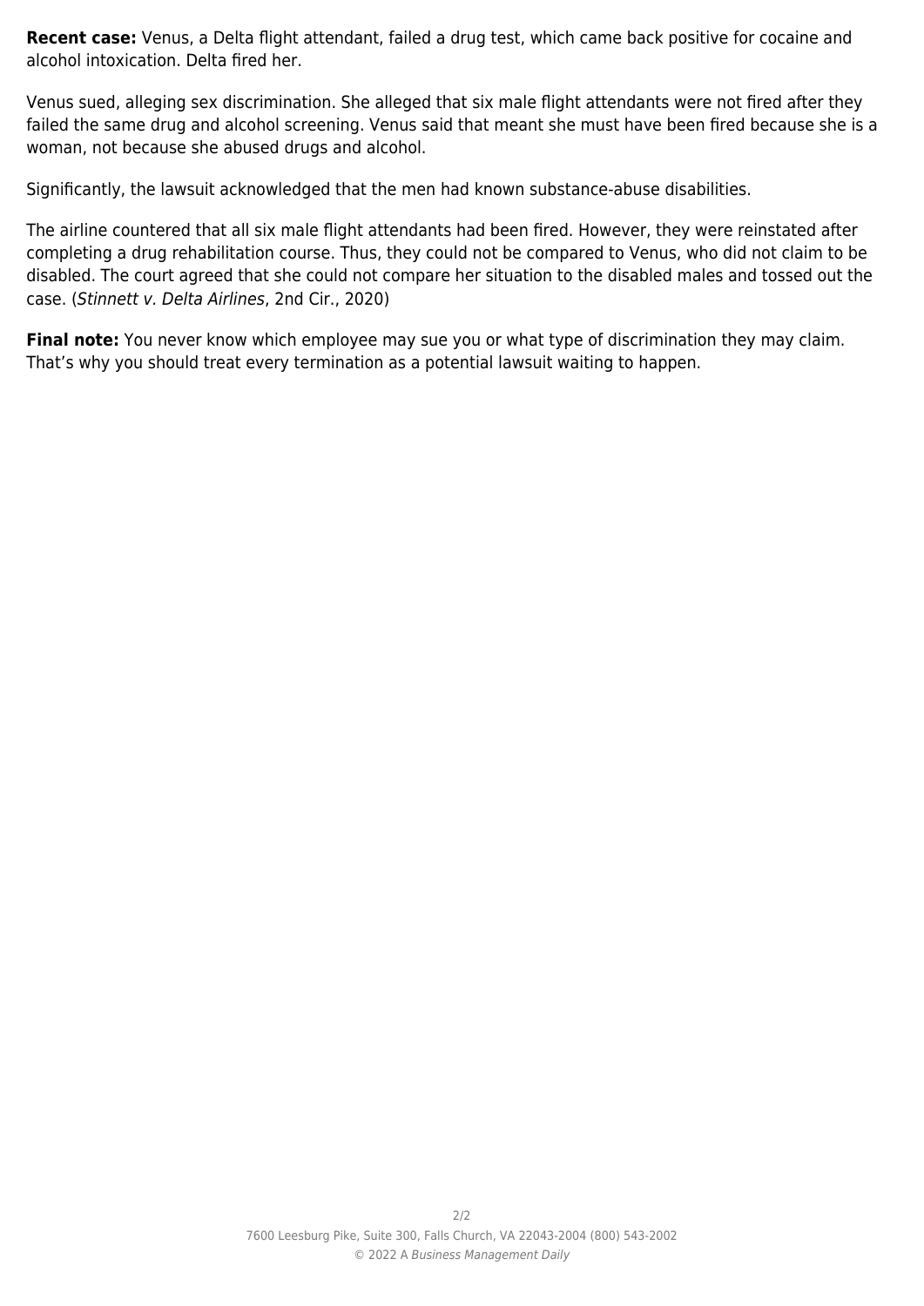**Recent case:** Venus, a Delta flight attendant, failed a drug test, which came back positive for cocaine and alcohol intoxication. Delta fired her.

Venus sued, alleging sex discrimination. She alleged that six male flight attendants were not fired after they failed the same drug and alcohol screening. Venus said that meant she must have been fired because she is a woman, not because she abused drugs and alcohol.

Significantly, the lawsuit acknowledged that the men had known substance-abuse disabilities.

The airline countered that all six male flight attendants had been fired. However, they were reinstated after completing a drug rehabilitation course. Thus, they could not be compared to Venus, who did not claim to be disabled. The court agreed that she could not compare her situation to the disabled males and tossed out the case. (*Stinnett v. Delta Airlines*, 2nd Cir., 2020)

**Final note:** You never know which employee may sue you or what type of discrimination they may claim. That's why you should treat every termination as a potential lawsuit waiting to happen.